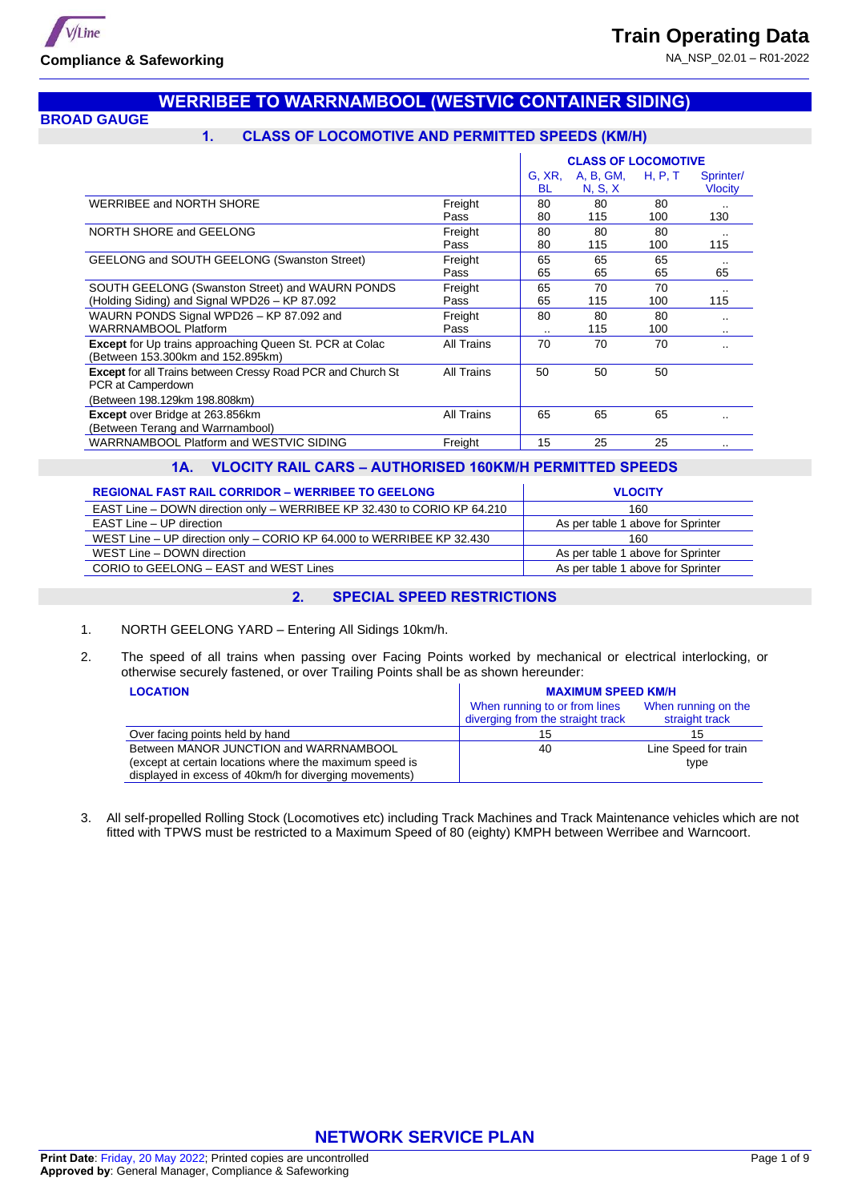# WERRIBEE TO WARRNAMBOOL (WESTVIC CONTAINER SIDING)

## BROAD GAUGE

### 1. CLASS OF LOCOMOTIVE AND PERMITTED SPEEDS (KM/H)

| | | CLASS OF LOCOMOTIVE | | | |
|---|---|---|---|---|---|
| | | G, XR, BL | A, B, GM, N, S, X | H, P, T | Sprinter/ Vlocity |
| WERRIBEE and NORTH SHORE | Freight<br>Pass | 80<br>80 | 80<br>115 | 80<br>100 | ..<br>130 |
| NORTH SHORE and GEELONG | Freight<br>Pass | 80<br>80 | 80<br>115 | 80<br>100 | ..<br>115 |
| GEELONG and SOUTH GEELONG (Swanston Street) | Freight<br>Pass | 65<br>65 | 65<br>65 | 65<br>65 | ..<br>65 |
| SOUTH GEELONG (Swanston Street) and WAURN PONDS (Holding Siding) and Signal WPD26 – KP 87.092 | Freight<br>Pass | 65<br>65 | 70<br>115 | 70<br>100 | ..<br>115 |
| WAURN PONDS Signal WPD26 – KP 87.092 and WARRNAMBOOL Platform | Freight<br>Pass | 80<br>.. | 80<br>115 | 80<br>100 | ..<br>.. |
| **Except** for Up trains approaching Queen St. PCR at Colac (Between 153.300km and 152.895km) | All Trains | 70 | 70 | 70 | .. |
| **Except** for all Trains between Cressy Road PCR and Church St PCR at Camperdown (Between 198.129km 198.808km) | All Trains | 50 | 50 | 50 | |
| **Except** over Bridge at 263.856km (Between Terang and Warrnambool) | All Trains | 65 | 65 | 65 | .. |
| WARRNAMBOOL Platform and WESTVIC SIDING | Freight | 15 | 25 | 25 | .. |

### 1A. VLOCITY RAIL CARS – AUTHORISED 160KM/H PERMITTED SPEEDS

| REGIONAL FAST RAIL CORRIDOR – WERRIBEE TO GEELONG | VLOCITY |
|---|---|
| EAST Line – DOWN direction only – WERRIBEE KP 32.430 to CORIO KP 64.210 | 160 |
| EAST Line – UP direction | As per table 1 above for Sprinter |
| WEST Line – UP direction only – CORIO KP 64.000 to WERRIBEE KP 32.430 | 160 |
| WEST Line – DOWN direction | As per table 1 above for Sprinter |
| CORIO to GEELONG – EAST and WEST Lines | As per table 1 above for Sprinter |

### 2. SPECIAL SPEED RESTRICTIONS

1. NORTH GEELONG YARD – Entering All Sidings 10km/h.

2. The speed of all trains when passing over Facing Points worked by mechanical or electrical interlocking, or otherwise securely fastened, or over Trailing Points shall be as shown hereunder:

| LOCATION | MAXIMUM SPEED KM/H | |
|---|---|---|
| | When running to or from lines diverging from the straight track | When running on the straight track |
| Over facing points held by hand | 15 | 15 |
| Between MANOR JUNCTION and WARRNAMBOOL (except at certain locations where the maximum speed is displayed in excess of 40km/h for diverging movements) | 40 | Line Speed for train type |

3. All self-propelled Rolling Stock (Locomotives etc) including Track Machines and Track Maintenance vehicles which are not fitted with TPWS must be restricted to a Maximum Speed of 80 (eighty) KMPH between Werribee and Warncoort.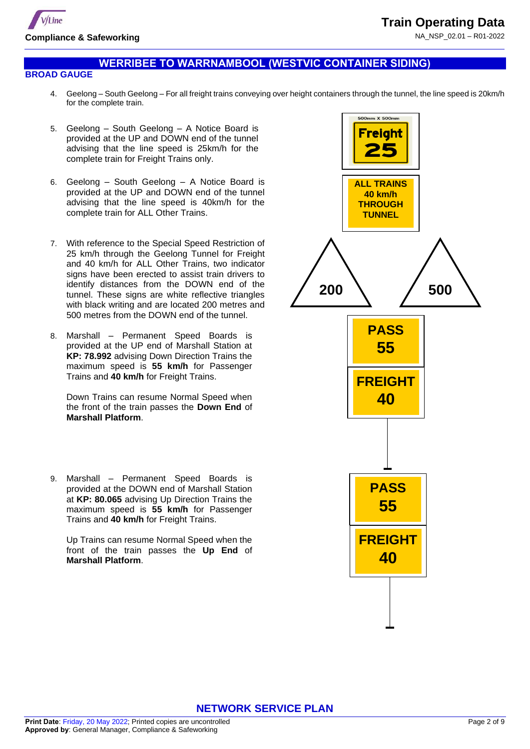## WERRIBEE TO WARRNAMBOOL (WESTVIC CONTAINER SIDING)

**BROAD GAUGE**

4. Geelong – South Geelong – For all freight trains conveying over height containers through the tunnel, the line speed is 20km/h for the complete train.

5. Geelong – South Geelong – A Notice Board is provided at the UP and DOWN end of the tunnel advising that the line speed is 25km/h for the complete train for Freight Trains only.

6. Geelong – South Geelong – A Notice Board is provided at the UP and DOWN end of the tunnel advising that the line speed is 40km/h for the complete train for ALL Other Trains.

7. With reference to the Special Speed Restriction of 25 km/h through the Geelong Tunnel for Freight and 40 km/h for ALL Other Trains, two indicator signs have been erected to assist train drivers to identify distances from the DOWN end of the tunnel. These signs are white reflective triangles with black writing and are located 200 metres and 500 metres from the DOWN end of the tunnel.

8. Marshall – Permanent Speed Boards is provided at the UP end of Marshall Station at **KP: 78.992** advising Down Direction Trains the maximum speed is **55 km/h** for Passenger Trains and **40 km/h** for Freight Trains.

   Down Trains can resume Normal Speed when the front of the train passes the **Down End** of **Marshall Platform**.

9. Marshall – Permanent Speed Boards is provided at the DOWN end of Marshall Station at **KP: 80.065** advising Up Direction Trains the maximum speed is **55 km/h** for Passenger Trains and **40 km/h** for Freight Trains.

   Up Trains can resume Normal Speed when the front of the train passes the **Up End** of **Marshall Platform**.

500mm X 500mm

Freight 25

ALL TRAINS 40 km/h THROUGH TUNNEL

200

500

PASS 55

FREIGHT 40

PASS 55

FREIGHT 40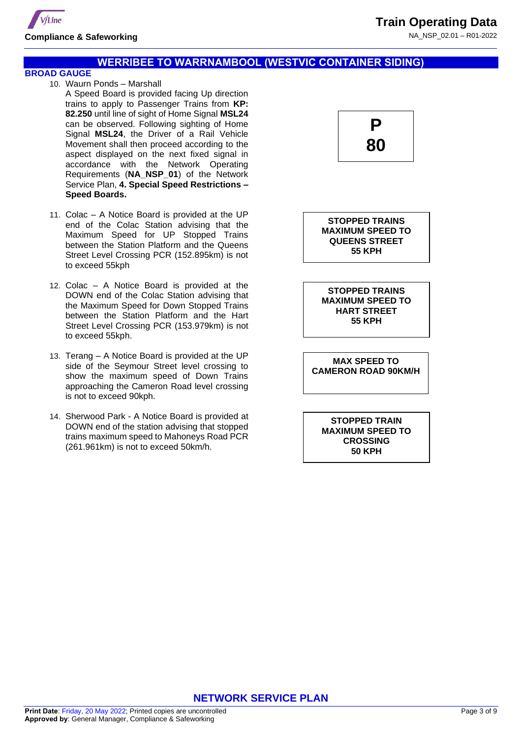## WERRIBEE TO WARRNAMBOOL (WESTVIC CONTAINER SIDING)

### BROAD GAUGE

10. Waurn Ponds – Marshall
    A Speed Board is provided facing Up direction trains to apply to Passenger Trains from **KP: 82.250** until line of sight of Home Signal **MSL24** can be observed. Following sighting of Home Signal **MSL24**, the Driver of a Rail Vehicle Movement shall then proceed according to the aspect displayed on the next fixed signal in accordance with the Network Operating Requirements (**NA_NSP_01**) of the Network Service Plan, **4. Special Speed Restrictions – Speed Boards.**

    | **P** |
    |---|
    | **80** |

11. Colac – A Notice Board is provided at the UP end of the Colac Station advising that the Maximum Speed for UP Stopped Trains between the Station Platform and the Queens Street Level Crossing PCR (152.895km) is not to exceed 55kph

    | **STOPPED TRAINS MAXIMUM SPEED TO QUEENS STREET 55 KPH** |
    |---|

12. Colac – A Notice Board is provided at the DOWN end of the Colac Station advising that the Maximum Speed for Down Stopped Trains between the Station Platform and the Hart Street Level Crossing PCR (153.979km) is not to exceed 55kph.

    | **STOPPED TRAINS MAXIMUM SPEED TO HART STREET 55 KPH** |
    |---|

13. Terang – A Notice Board is provided at the UP side of the Seymour Street level crossing to show the maximum speed of Down Trains approaching the Cameron Road level crossing is not to exceed 90kph.

    | **MAX SPEED TO CAMERON ROAD 90KM/H** |
    |---|

14. Sherwood Park - A Notice Board is provided at DOWN end of the station advising that stopped trains maximum speed to Mahoneys Road PCR (261.961km) is not to exceed 50km/h.

    | **STOPPED TRAIN MAXIMUM SPEED TO CROSSING 50 KPH** |
    |---|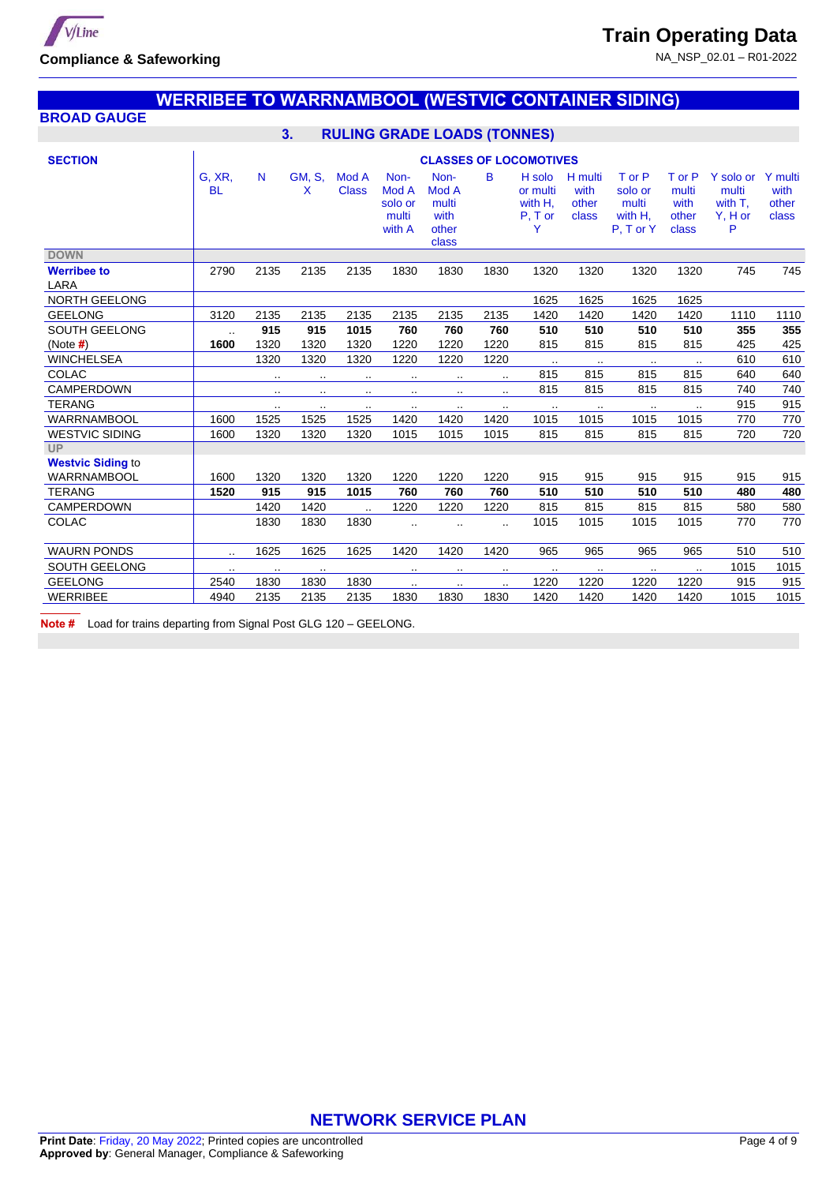## WERRIBEE TO WARRNAMBOOL (WESTVIC CONTAINER SIDING)

### BROAD GAUGE

### 3. RULING GRADE LOADS (TONNES)

| SECTION | CLASSES OF LOCOMOTIVES | | | | | | | | | | | | |
|---|---|---|---|---|---|---|---|---|---|---|---|---|---|
| | G, XR, BL | N | GM, S, X | Mod A Class | Non-Mod A solo or multi with A | Non-Mod A multi with other class | B | H solo or multi with H, P, T or Y | H multi with other class | T or P solo or multi with H, P, T or Y | T or P multi with other class | Y solo or multi with T, Y, H or P | Y multi with other class |
| **DOWN** | | | | | | | | | | | | | |
| **Werribee to** LARA | 2790 | 2135 | 2135 | 2135 | 1830 | 1830 | 1830 | 1320 | 1320 | 1320 | 1320 | 745 | 745 |
| NORTH GEELONG | | | | | | | | 1625 | 1625 | 1625 | 1625 | | |
| GEELONG | 3120 | 2135 | 2135 | 2135 | 2135 | 2135 | 2135 | 1420 | 1420 | 1420 | 1420 | 1110 | 1110 |
| SOUTH GEELONG | .. | **915** | **915** | **1015** | **760** | **760** | **760** | **510** | **510** | **510** | **510** | **355** | **355** |
| (Note #) | **1600** | 1320 | 1320 | 1320 | 1220 | 1220 | 1220 | 815 | 815 | 815 | 815 | 425 | 425 |
| WINCHELSEA | | 1320 | 1320 | 1320 | 1220 | 1220 | 1220 | .. | .. | .. | .. | 610 | 610 |
| COLAC | | .. | .. | .. | .. | .. | .. | 815 | 815 | 815 | 815 | 640 | 640 |
| CAMPERDOWN | | .. | .. | .. | .. | .. | .. | 815 | 815 | 815 | 815 | 740 | 740 |
| TERANG | | .. | .. | .. | .. | .. | .. | .. | .. | .. | .. | 915 | 915 |
| WARRNAMBOOL | 1600 | 1525 | 1525 | 1525 | 1420 | 1420 | 1420 | 1015 | 1015 | 1015 | 1015 | 770 | 770 |
| WESTVIC SIDING | 1600 | 1320 | 1320 | 1320 | 1015 | 1015 | 1015 | 815 | 815 | 815 | 815 | 720 | 720 |
| **UP** | | | | | | | | | | | | | |
| **Westvic Siding** to WARRNAMBOOL | 1600 | 1320 | 1320 | 1320 | 1220 | 1220 | 1220 | 915 | 915 | 915 | 915 | 915 | 915 |
| TERANG | **1520** | **915** | **915** | **1015** | **760** | **760** | **760** | **510** | **510** | **510** | **510** | **480** | **480** |
| CAMPERDOWN | | 1420 | 1420 | .. | 1220 | 1220 | 1220 | 815 | 815 | 815 | 815 | 580 | 580 |
| COLAC | | 1830 | 1830 | 1830 | .. | .. | .. | 1015 | 1015 | 1015 | 1015 | 770 | 770 |
| WAURN PONDS | .. | 1625 | 1625 | 1625 | 1420 | 1420 | 1420 | 965 | 965 | 965 | 965 | 510 | 510 |
| SOUTH GEELONG | .. | .. | .. | | .. | .. | .. | .. | .. | .. | .. | 1015 | 1015 |
| GEELONG | 2540 | 1830 | 1830 | 1830 | .. | .. | .. | 1220 | 1220 | 1220 | 1220 | 915 | 915 |
| WERRIBEE | 4940 | 2135 | 2135 | 2135 | 1830 | 1830 | 1830 | 1420 | 1420 | 1420 | 1420 | 1015 | 1015 |

**Note #** Load for trains departing from Signal Post GLG 120 – GEELONG.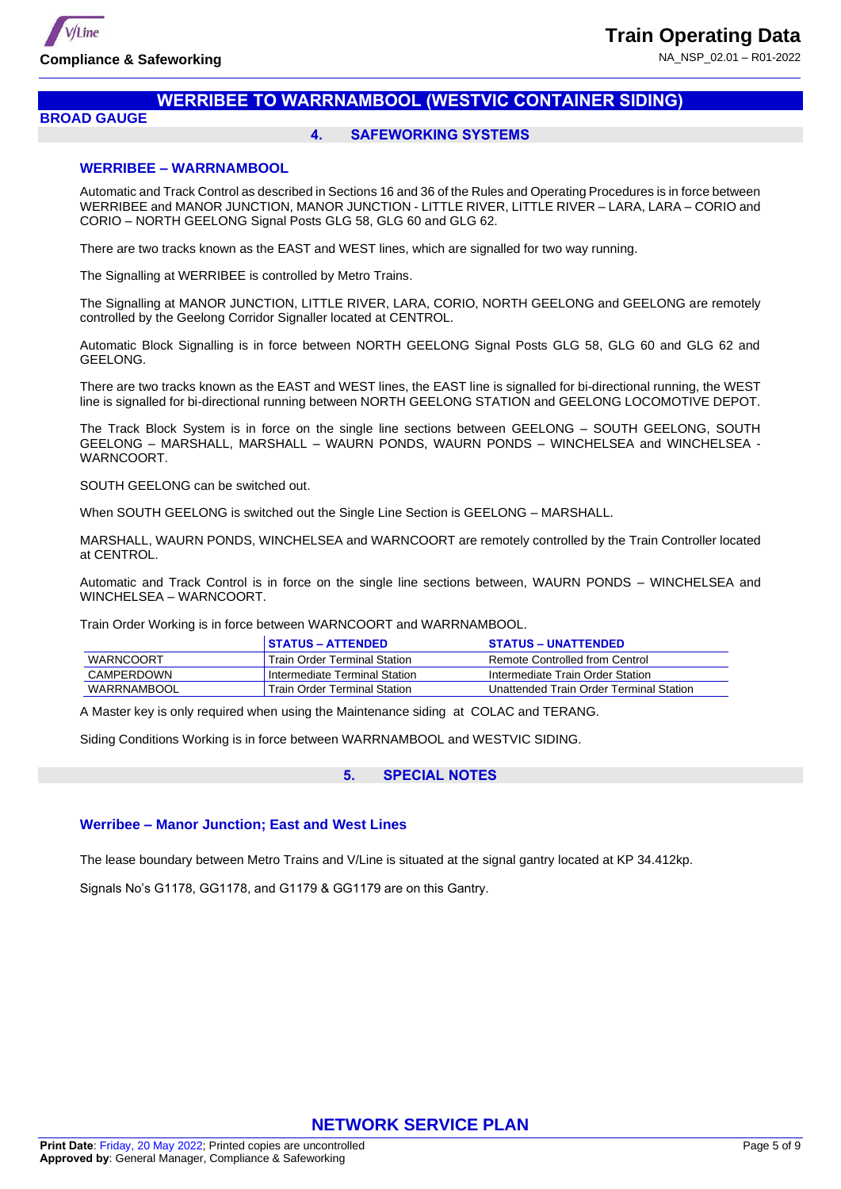# WERRIBEE TO WARRNAMBOOL (WESTVIC CONTAINER SIDING)

**BROAD GAUGE**

## 4. SAFEWORKING SYSTEMS

### WERRIBEE – WARRNAMBOOL

Automatic and Track Control as described in Sections 16 and 36 of the Rules and Operating Procedures is in force between WERRIBEE and MANOR JUNCTION, MANOR JUNCTION - LITTLE RIVER, LITTLE RIVER – LARA, LARA – CORIO and CORIO – NORTH GEELONG Signal Posts GLG 58, GLG 60 and GLG 62.

There are two tracks known as the EAST and WEST lines, which are signalled for two way running.

The Signalling at WERRIBEE is controlled by Metro Trains.

The Signalling at MANOR JUNCTION, LITTLE RIVER, LARA, CORIO, NORTH GEELONG and GEELONG are remotely controlled by the Geelong Corridor Signaller located at CENTROL.

Automatic Block Signalling is in force between NORTH GEELONG Signal Posts GLG 58, GLG 60 and GLG 62 and GEELONG.

There are two tracks known as the EAST and WEST lines, the EAST line is signalled for bi-directional running, the WEST line is signalled for bi-directional running between NORTH GEELONG STATION and GEELONG LOCOMOTIVE DEPOT.

The Track Block System is in force on the single line sections between GEELONG – SOUTH GEELONG, SOUTH GEELONG – MARSHALL, MARSHALL – WAURN PONDS, WAURN PONDS – WINCHELSEA and WINCHELSEA - WARNCOORT.

SOUTH GEELONG can be switched out.

When SOUTH GEELONG is switched out the Single Line Section is GEELONG – MARSHALL.

MARSHALL, WAURN PONDS, WINCHELSEA and WARNCOORT are remotely controlled by the Train Controller located at CENTROL.

Automatic and Track Control is in force on the single line sections between, WAURN PONDS – WINCHELSEA and WINCHELSEA – WARNCOORT.

Train Order Working is in force between WARNCOORT and WARRNAMBOOL.

| | STATUS – ATTENDED | STATUS – UNATTENDED |
|---|---|---|
| WARNCOORT | Train Order Terminal Station | Remote Controlled from Centrol |
| CAMPERDOWN | Intermediate Terminal Station | Intermediate Train Order Station |
| WARRNAMBOOL | Train Order Terminal Station | Unattended Train Order Terminal Station |

A Master key is only required when using the Maintenance siding at COLAC and TERANG.

Siding Conditions Working is in force between WARRNAMBOOL and WESTVIC SIDING.

## 5. SPECIAL NOTES

### Werribee – Manor Junction; East and West Lines

The lease boundary between Metro Trains and V/Line is situated at the signal gantry located at KP 34.412kp.

Signals No's G1178, GG1178, and G1179 & GG1179 are on this Gantry.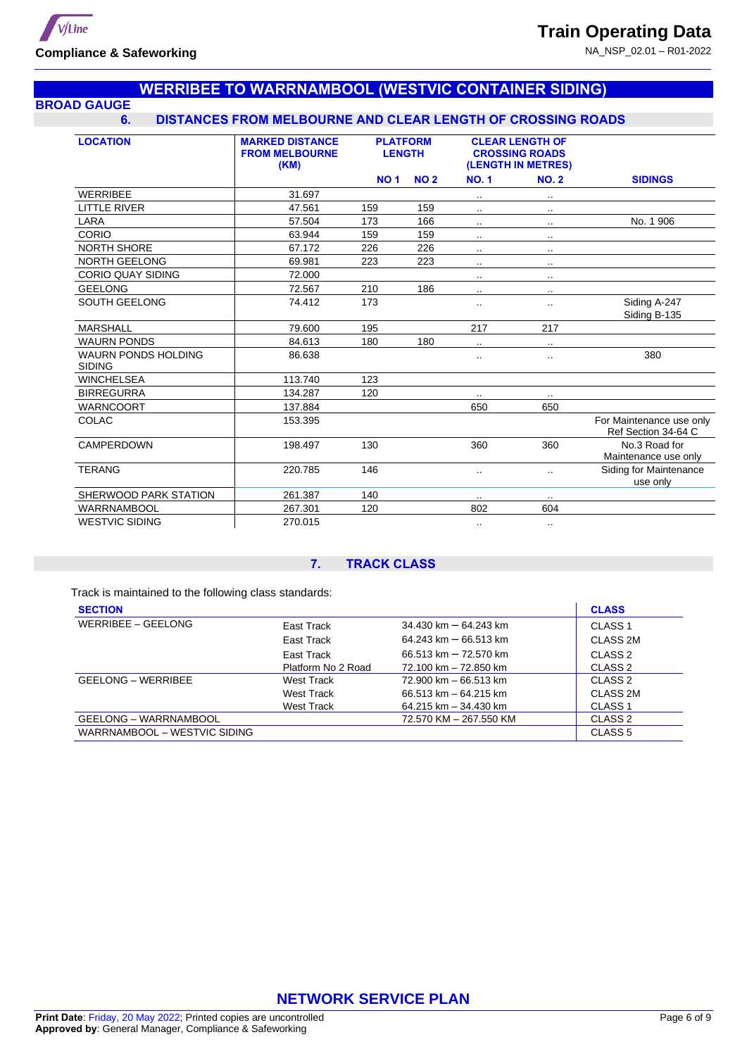# WERRIBEE TO WARRNAMBOOL (WESTVIC CONTAINER SIDING)

## BROAD GAUGE

### 6. DISTANCES FROM MELBOURNE AND CLEAR LENGTH OF CROSSING ROADS

| LOCATION | MARKED DISTANCE FROM MELBOURNE (KM) | PLATFORM LENGTH | | CLEAR LENGTH OF CROSSING ROADS (LENGTH IN METRES) | | |
|---|---|---|---|---|---|---|
| | | NO 1 | NO 2 | NO. 1 | NO. 2 | SIDINGS |
| WERRIBEE | 31.697 | | | .. | .. | |
| LITTLE RIVER | 47.561 | 159 | 159 | .. | .. | |
| LARA | 57.504 | 173 | 166 | .. | .. | No. 1 906 |
| CORIO | 63.944 | 159 | 159 | .. | .. | |
| NORTH SHORE | 67.172 | 226 | 226 | .. | .. | |
| NORTH GEELONG | 69.981 | 223 | 223 | .. | .. | |
| CORIO QUAY SIDING | 72.000 | | | .. | .. | |
| GEELONG | 72.567 | 210 | 186 | .. | .. | |
| SOUTH GEELONG | 74.412 | 173 | | .. | .. | Siding A-247<br>Siding B-135 |
| MARSHALL | 79.600 | 195 | | 217 | 217 | |
| WAURN PONDS | 84.613 | 180 | 180 | .. | .. | |
| WAURN PONDS HOLDING SIDING | 86.638 | | | .. | .. | 380 |
| WINCHELSEA | 113.740 | 123 | | | | |
| BIRREGURRA | 134.287 | 120 | | .. | .. | |
| WARNCOORT | 137.884 | | | 650 | 650 | |
| COLAC | 153.395 | | | | | For Maintenance use only Ref Section 34-64 C |
| CAMPERDOWN | 198.497 | 130 | | 360 | 360 | No.3 Road for Maintenance use only |
| TERANG | 220.785 | 146 | | .. | .. | Siding for Maintenance use only |
| SHERWOOD PARK STATION | 261.387 | 140 | | .. | .. | |
| WARRNAMBOOL | 267.301 | 120 | | 802 | 604 | |
| WESTVIC SIDING | 270.015 | | | .. | .. | |

### 7. TRACK CLASS

Track is maintained to the following class standards:

| SECTION | | | CLASS |
|---|---|---|---|
| WERRIBEE – GEELONG | East Track | 34.430 km – 64.243 km | CLASS 1 |
| | East Track | 64.243 km – 66.513 km | CLASS 2M |
| | East Track | 66.513 km – 72.570 km | CLASS 2 |
| | Platform No 2 Road | 72.100 km – 72.850 km | CLASS 2 |
| GEELONG – WERRIBEE | West Track | 72.900 km – 66.513 km | CLASS 2 |
| | West Track | 66.513 km – 64.215 km | CLASS 2M |
| | West Track | 64.215 km – 34.430 km | CLASS 1 |
| GEELONG – WARRNAMBOOL | | 72.570 KM – 267.550 KM | CLASS 2 |
| WARRNAMBOOL – WESTVIC SIDING | | | CLASS 5 |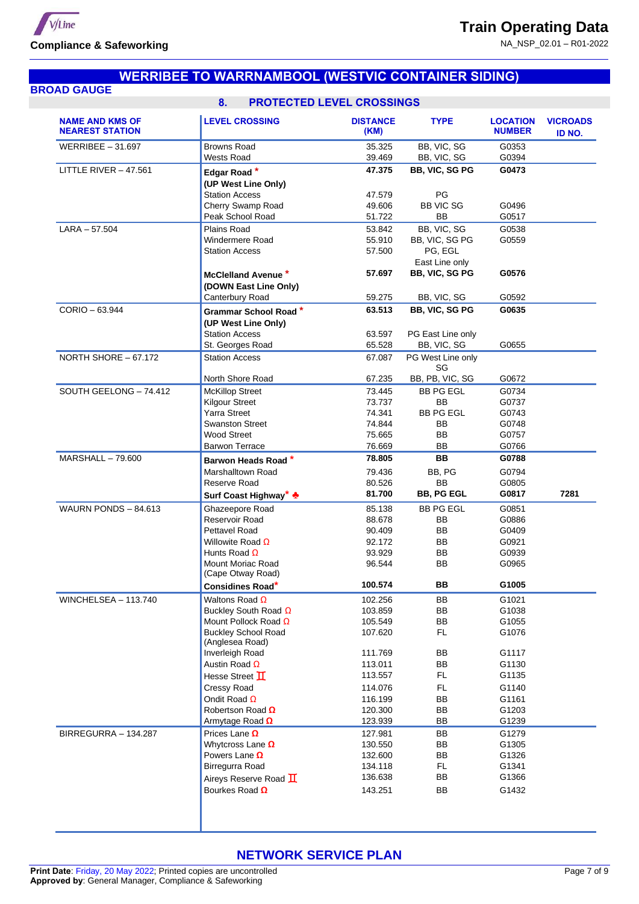## WERRIBEE TO WARRNAMBOOL (WESTVIC CONTAINER SIDING)

**BROAD GAUGE**

### 8. PROTECTED LEVEL CROSSINGS

| NAME AND KMS OF NEAREST STATION | LEVEL CROSSING | DISTANCE (KM) | TYPE | LOCATION NUMBER | VICROADS ID NO. |
|---|---|---|---|---|---|
| WERRIBEE – 31.697 | Browns Road | 35.325 | BB, VIC, SG | G0353 | |
| | Wests Road | 39.469 | BB, VIC, SG | G0394 | |
| LITTLE RIVER – 47.561 | **Edgar Road * (UP West Line Only)** | **47.375** | **BB, VIC, SG PG** | **G0473** | |
| | Station Access | 47.579 | PG | | |
| | Cherry Swamp Road | 49.606 | BB VIC SG | G0496 | |
| | Peak School Road | 51.722 | BB | G0517 | |
| LARA – 57.504 | Plains Road | 53.842 | BB, VIC, SG | G0538 | |
| | Windermere Road | 55.910 | BB, VIC, SG PG | G0559 | |
| | Station Access | 57.500 | PG, EGL East Line only | | |
| | **McClelland Avenue * (DOWN East Line Only)** | **57.697** | **BB, VIC, SG PG** | **G0576** | |
| | Canterbury Road | 59.275 | BB, VIC, SG | G0592 | |
| CORIO – 63.944 | **Grammar School Road * (UP West Line Only)** | **63.513** | **BB, VIC, SG PG** | **G0635** | |
| | Station Access | 63.597 | PG East Line only | | |
| | St. Georges Road | 65.528 | BB, VIC, SG | G0655 | |
| NORTH SHORE – 67.172 | Station Access | 67.087 | PG West Line only SG | | |
| | North Shore Road | 67.235 | BB, PB, VIC, SG | G0672 | |
| SOUTH GEELONG – 74.412 | McKillop Street | 73.445 | BB PG EGL | G0734 | |
| | Kilgour Street | 73.737 | BB | G0737 | |
| | Yarra Street | 74.341 | BB PG EGL | G0743 | |
| | Swanston Street | 74.844 | BB | G0748 | |
| | Wood Street | 75.665 | BB | G0757 | |
| | Barwon Terrace | 76.669 | BB | G0766 | |
| MARSHALL – 79.600 | **Barwon Heads Road *** | **78.805** | **BB** | **G0788** | |
| | Marshalltown Road | 79.436 | BB, PG | G0794 | |
| | Reserve Road | 80.526 | BB | G0805 | |
| | **Surf Coast Highway * ♣** | **81.700** | **BB, PG EGL** | **G0817** | **7281** |
| WAURN PONDS – 84.613 | Ghazeepore Road | 85.138 | BB PG EGL | G0851 | |
| | Reservoir Road | 88.678 | BB | G0886 | |
| | Pettavel Road | 90.409 | BB | G0409 | |
| | Willowite Road Ω | 92.172 | BB | G0921 | |
| | Hunts Road Ω | 93.929 | BB | G0939 | |
| | Mount Moriac Road (Cape Otway Road) | 96.544 | BB | G0965 | |
| | **Considines Road*** | **100.574** | **BB** | **G1005** | |
| WINCHELSEA – 113.740 | Waltons Road Ω | 102.256 | BB | G1021 | |
| | Buckley South Road Ω | 103.859 | BB | G1038 | |
| | Mount Pollock Road Ω | 105.549 | BB | G1055 | |
| | Buckley School Road (Anglesea Road) | 107.620 | FL | G1076 | |
| | Inverleigh Road | 111.769 | BB | G1117 | |
| | Austin Road Ω | 113.011 | BB | G1130 | |
| | Hesse Street Ⅱ | 113.557 | FL | G1135 | |
| | Cressy Road | 114.076 | FL | G1140 | |
| | Ondit Road Ω | 116.199 | BB | G1161 | |
| | Robertson Road Ω | 120.300 | BB | G1203 | |
| | Armytage Road Ω | 123.939 | BB | G1239 | |
| BIRREGURRA – 134.287 | Prices Lane Ω | 127.981 | BB | G1279 | |
| | Whytcross Lane Ω | 130.550 | BB | G1305 | |
| | Powers Lane Ω | 132.600 | BB | G1326 | |
| | Birregurra Road | 134.118 | FL | G1341 | |
| | Aireys Reserve Road Ⅱ | 136.638 | BB | G1366 | |
| | Bourkes Road Ω | 143.251 | BB | G1432 | |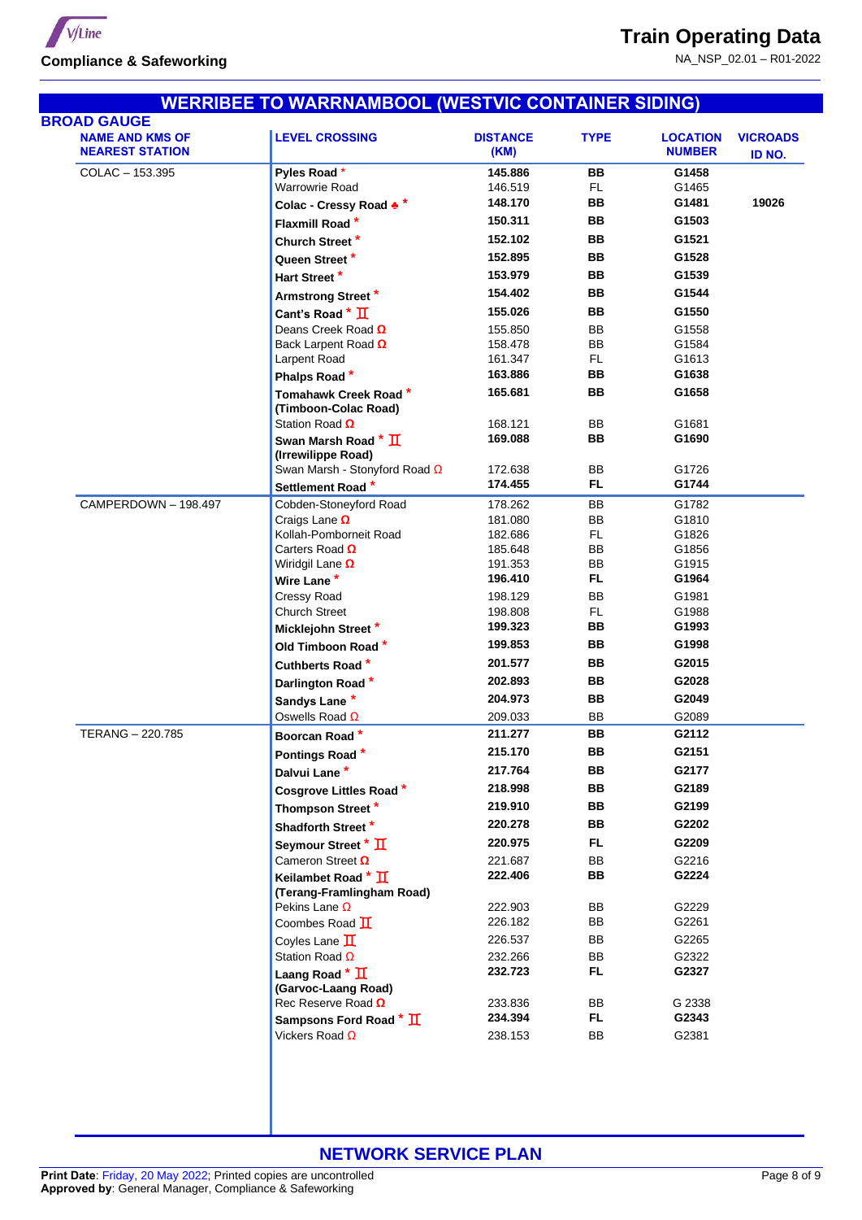## WERRIBEE TO WARRNAMBOOL (WESTVIC CONTAINER SIDING)

### BROAD GAUGE

| NAME AND KMS OF NEAREST STATION | LEVEL CROSSING | DISTANCE (KM) | TYPE | LOCATION NUMBER | VICROADS ID NO. |
|---|---|---|---|---|---|
| COLAC – 153.395 | **Pyles Road** * | **145.886** | **BB** | **G1458** | |
| | Warrowrie Road | 146.519 | FL | G1465 | |
| | **Colac - Cressy Road** ♣ * | **148.170** | **BB** | **G1481** | **19026** |
| | **Flaxmill Road** * | **150.311** | **BB** | **G1503** | |
| | **Church Street** * | **152.102** | **BB** | **G1521** | |
| | **Queen Street** * | **152.895** | **BB** | **G1528** | |
| | **Hart Street** * | **153.979** | **BB** | **G1539** | |
| | **Armstrong Street** * | **154.402** | **BB** | **G1544** | |
| | **Cant's Road** * Ⅱ | **155.026** | **BB** | **G1550** | |
| | Deans Creek Road Ω | 155.850 | BB | G1558 | |
| | Back Larpent Road Ω | 158.478 | BB | G1584 | |
| | Larpent Road | 161.347 | FL | G1613 | |
| | **Phalps Road** * | **163.886** | **BB** | **G1638** | |
| | **Tomahawk Creek Road** * **(Timboon-Colac Road)** | **165.681** | **BB** | **G1658** | |
| | Station Road Ω | 168.121 | BB | G1681 | |
| | **Swan Marsh Road** * Ⅱ **(Irrewilippe Road)** | **169.088** | **BB** | **G1690** | |
| | Swan Marsh - Stonyford Road Ω | 172.638 | BB | G1726 | |
| | **Settlement Road** * | **174.455** | **FL** | **G1744** | |
| CAMPERDOWN – 198.497 | Cobden-Stoneyford Road | 178.262 | BB | G1782 | |
| | Craigs Lane Ω | 181.080 | BB | G1810 | |
| | Kollah-Pomborneit Road | 182.686 | FL | G1826 | |
| | Carters Road Ω | 185.648 | BB | G1856 | |
| | Wiridgil Lane Ω | 191.353 | BB | G1915 | |
| | **Wire Lane** * | **196.410** | **FL** | **G1964** | |
| | Cressy Road | 198.129 | BB | G1981 | |
| | Church Street | 198.808 | FL | G1988 | |
| | **Micklejohn Street** * | **199.323** | **BB** | **G1993** | |
| | **Old Timboon Road** * | **199.853** | **BB** | **G1998** | |
| | **Cuthberts Road** * | **201.577** | **BB** | **G2015** | |
| | **Darlington Road** * | **202.893** | **BB** | **G2028** | |
| | **Sandys Lane** * | **204.973** | **BB** | **G2049** | |
| | Oswells Road Ω | 209.033 | BB | G2089 | |
| TERANG – 220.785 | **Boorcan Road** * | **211.277** | **BB** | **G2112** | |
| | **Pontings Road** * | **215.170** | **BB** | **G2151** | |
| | **Dalvui Lane** * | **217.764** | **BB** | **G2177** | |
| | **Cosgrove Littles Road** * | **218.998** | **BB** | **G2189** | |
| | **Thompson Street** * | **219.910** | **BB** | **G2199** | |
| | **Shadforth Street** * | **220.278** | **BB** | **G2202** | |
| | **Seymour Street** * Ⅱ | **220.975** | **FL** | **G2209** | |
| | Cameron Street Ω | 221.687 | BB | G2216 | |
| | **Keilambet Road** * Ⅱ **(Terang-Framlingham Road)** | **222.406** | **BB** | **G2224** | |
| | Pekins Lane Ω | 222.903 | BB | G2229 | |
| | Coombes Road Ⅱ | 226.182 | BB | G2261 | |
| | Coyles Lane Ⅱ | 226.537 | BB | G2265 | |
| | Station Road Ω | 232.266 | BB | G2322 | |
| | **Laang Road** * Ⅱ **(Garvoc-Laang Road)** | **232.723** | **FL** | **G2327** | |
| | Rec Reserve Road Ω | 233.836 | BB | G 2338 | |
| | **Sampsons Ford Road** * Ⅱ | **234.394** | **FL** | **G2343** | |
| | Vickers Road Ω | 238.153 | BB | G2381 | |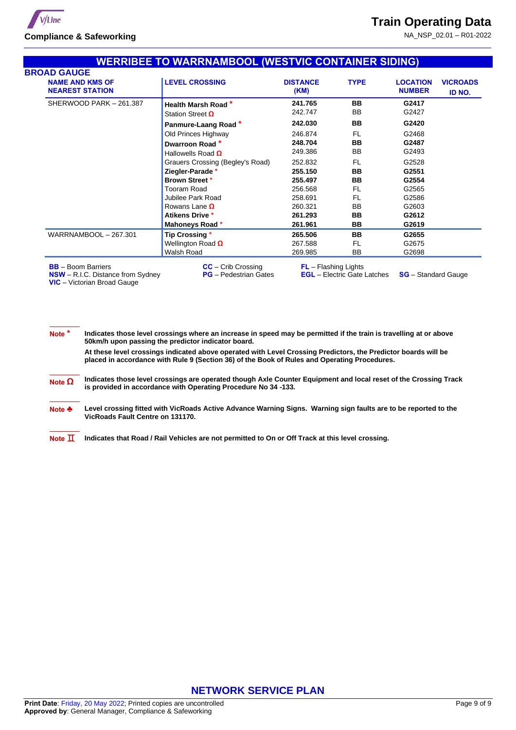## WERRIBEE TO WARRNAMBOOL (WESTVIC CONTAINER SIDING)

### BROAD GAUGE

| NAME AND KMS OF NEAREST STATION | LEVEL CROSSING | DISTANCE (KM) | TYPE | LOCATION NUMBER | VICROADS ID NO. |
|---|---|---|---|---|---|
| SHERWOOD PARK – 261.387 | **Health Marsh Road** * | **241.765** | **BB** | **G2417** | |
| | Station Street Ω | 242.747 | BB | G2427 | |
| | **Panmure-Laang Road** * | **242.030** | **BB** | **G2420** | |
| | Old Princes Highway | 246.874 | FL | G2468 | |
| | **Dwarroon Road** * | **248.704** | **BB** | **G2487** | |
| | Hallowells Road Ω | 249.386 | BB | G2493 | |
| | Grauers Crossing (Begley's Road) | 252.832 | FL | G2528 | |
| | **Ziegler-Parade** * | **255.150** | **BB** | **G2551** | |
| | **Brown Street** * | **255.497** | **BB** | **G2554** | |
| | Tooram Road | 256.568 | FL | G2565 | |
| | Jubilee Park Road | 258.691 | FL | G2586 | |
| | Rowans Lane Ω | 260.321 | BB | G2603 | |
| | **Atikens Drive** * | **261.293** | **BB** | **G2612** | |
| | **Mahoneys Road** * | **261.961** | **BB** | **G2619** | |
| WARRNAMBOOL – 267.301 | **Tip Crossing** * | **265.506** | **BB** | **G2655** | |
| | Wellington Road Ω | 267.588 | FL | G2675 | |
| | Walsh Road | 269.985 | BB | G2698 | |

**BB** – Boom Barriers
**CC** – Crib Crossing
**FL** – Flashing Lights
**NSW** – R.I.C. Distance from Sydney
**PG** – Pedestrian Gates
**EGL** – Electric Gate Latches
**SG** – Standard Gauge
**VIC** – Victorian Broad Gauge

**Note** * **Indicates those level crossings where an increase in speed may be permitted if the train is travelling at or above 50km/h upon passing the predictor indicator board.**

**At these level crossings indicated above operated with Level Crossing Predictors, the Predictor boards will be placed in accordance with Rule 9 (Section 36) of the Book of Rules and Operating Procedures.**

**Note Ω** **Indicates those level crossings are operated though Axle Counter Equipment and local reset of the Crossing Track is provided in accordance with Operating Procedure No 34 -133.**

**Note ♣** **Level crossing fitted with VicRoads Active Advance Warning Signs. Warning sign faults are to be reported to the VicRoads Fault Centre on 131170.**

**Note ♊** **Indicates that Road / Rail Vehicles are not permitted to On or Off Track at this level crossing.**